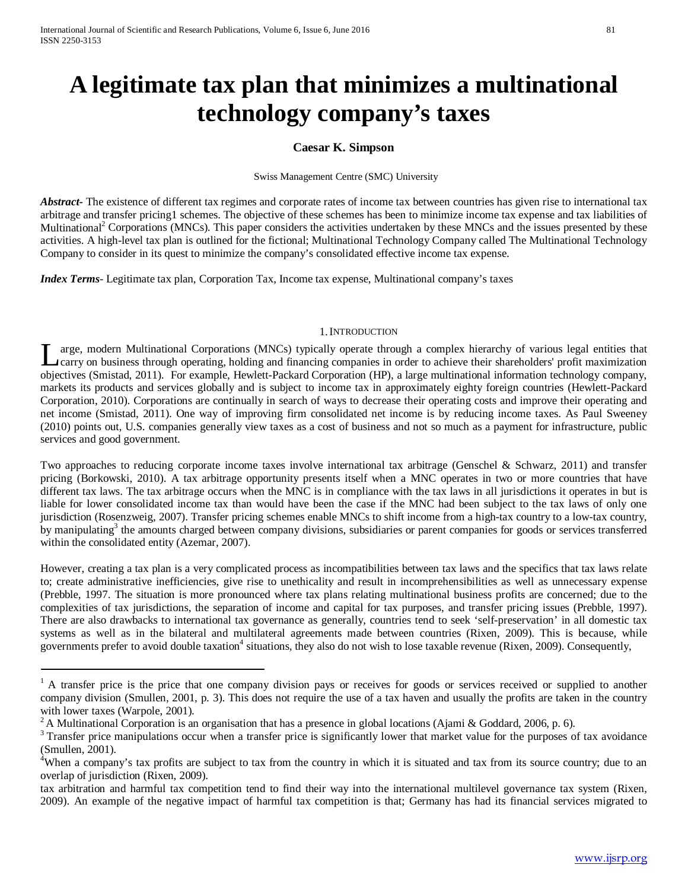# A legitimate tax plan that minimizes a multinational technology company's taxes

**Caesar K. Simpson**

Swiss Management Centre (SMC) University

***Abstract-*** The existence of different tax regimes and corporate rates of income tax between countries has given rise to international tax arbitrage and transfer pricing1 schemes. The objective of these schemes has been to minimize income tax expense and tax liabilities of Multinational[2] Corporations (MNCs). This paper considers the activities undertaken by these MNCs and the issues presented by these activities. A high-level tax plan is outlined for the fictional; Multinational Technology Company called The Multinational Technology Company to consider in its quest to minimize the company's consolidated effective income tax expense.

***Index Terms-*** Legitimate tax plan, Corporation Tax, Income tax expense, Multinational company's taxes

## 1. Introduction

Large, modern Multinational Corporations (MNCs) typically operate through a complex hierarchy of various legal entities that carry on business through operating, holding and financing companies in order to achieve their shareholders' profit maximization objectives (Smistad, 2011). For example, Hewlett-Packard Corporation (HP), a large multinational information technology company, markets its products and services globally and is subject to income tax in approximately eighty foreign countries (Hewlett-Packard Corporation, 2010). Corporations are continually in search of ways to decrease their operating costs and improve their operating and net income (Smistad, 2011). One way of improving firm consolidated net income is by reducing income taxes. As Paul Sweeney (2010) points out, U.S. companies generally view taxes as a cost of business and not so much as a payment for infrastructure, public services and good government.

Two approaches to reducing corporate income taxes involve international tax arbitrage (Genschel & Schwarz, 2011) and transfer pricing (Borkowski, 2010). A tax arbitrage opportunity presents itself when a MNC operates in two or more countries that have different tax laws. The tax arbitrage occurs when the MNC is in compliance with the tax laws in all jurisdictions it operates in but is liable for lower consolidated income tax than would have been the case if the MNC had been subject to the tax laws of only one jurisdiction (Rosenzweig, 2007). Transfer pricing schemes enable MNCs to shift income from a high-tax country to a low-tax country, by manipulating[3] the amounts charged between company divisions, subsidiaries or parent companies for goods or services transferred within the consolidated entity (Azemar, 2007).

However, creating a tax plan is a very complicated process as incompatibilities between tax laws and the specifics that tax laws relate to; create administrative inefficiencies, give rise to unethicality and result in incomprehensibilities as well as unnecessary expense (Prebble, 1997. The situation is more pronounced where tax plans relating multinational business profits are concerned; due to the complexities of tax jurisdictions, the separation of income and capital for tax purposes, and transfer pricing issues (Prebble, 1997). There are also drawbacks to international tax governance as generally, countries tend to seek 'self-preservation' in all domestic tax systems as well as in the bilateral and multilateral agreements made between countries (Rixen, 2009). This is because, while governments prefer to avoid double taxation[4] situations, they also do not wish to lose taxable revenue (Rixen, 2009). Consequently, tax arbitration and harmful tax competition tend to find their way into the international multilevel governance tax system (Rixen, 2009). An example of the negative impact of harmful tax competition is that; Germany has had its financial services migrated to

---

[1] A transfer price is the price that one company division pays or receives for goods or services received or supplied to another company division (Smullen, 2001, p. 3). This does not require the use of a tax haven and usually the profits are taken in the country with lower taxes (Warpole, 2001).

[2] A Multinational Corporation is an organisation that has a presence in global locations (Ajami & Goddard, 2006, p. 6).

[3] Transfer price manipulations occur when a transfer price is significantly lower that market value for the purposes of tax avoidance (Smullen, 2001).

[4] When a company's tax profits are subject to tax from the country in which it is situated and tax from its source country; due to an overlap of jurisdiction (Rixen, 2009).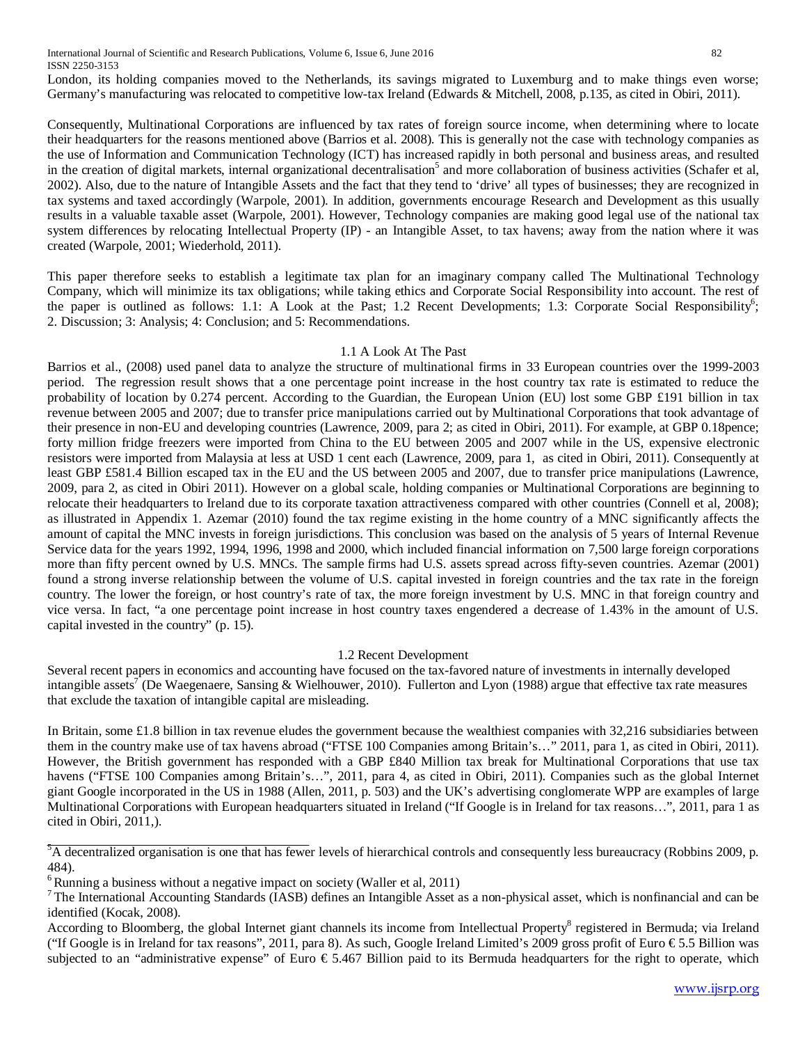London, its holding companies moved to the Netherlands, its savings migrated to Luxemburg and to make things even worse; Germany's manufacturing was relocated to competitive low-tax Ireland (Edwards & Mitchell, 2008, p.135, as cited in Obiri, 2011).

Consequently, Multinational Corporations are influenced by tax rates of foreign source income, when determining where to locate their headquarters for the reasons mentioned above (Barrios et al. 2008). This is generally not the case with technology companies as the use of Information and Communication Technology (ICT) has increased rapidly in both personal and business areas, and resulted in the creation of digital markets, internal organizational decentralisation[5] and more collaboration of business activities (Schafer et al, 2002). Also, due to the nature of Intangible Assets and the fact that they tend to 'drive' all types of businesses; they are recognized in tax systems and taxed accordingly (Warpole, 2001). In addition, governments encourage Research and Development as this usually results in a valuable taxable asset (Warpole, 2001). However, Technology companies are making good legal use of the national tax system differences by relocating Intellectual Property (IP) - an Intangible Asset, to tax havens; away from the nation where it was created (Warpole, 2001; Wiederhold, 2011).

This paper therefore seeks to establish a legitimate tax plan for an imaginary company called The Multinational Technology Company, which will minimize its tax obligations; while taking ethics and Corporate Social Responsibility into account. The rest of the paper is outlined as follows: 1.1: A Look at the Past; 1.2 Recent Developments; 1.3: Corporate Social Responsibility[6]; 2. Discussion; 3: Analysis; 4: Conclusion; and 5: Recommendations.

### 1.1 A Look At The Past

Barrios et al., (2008) used panel data to analyze the structure of multinational firms in 33 European countries over the 1999-2003 period. The regression result shows that a one percentage point increase in the host country tax rate is estimated to reduce the probability of location by 0.274 percent. According to the Guardian, the European Union (EU) lost some GBP £191 billion in tax revenue between 2005 and 2007; due to transfer price manipulations carried out by Multinational Corporations that took advantage of their presence in non-EU and developing countries (Lawrence, 2009, para 2; as cited in Obiri, 2011). For example, at GBP 0.18pence; forty million fridge freezers were imported from China to the EU between 2005 and 2007 while in the US, expensive electronic resistors were imported from Malaysia at less at USD 1 cent each (Lawrence, 2009, para 1, as cited in Obiri, 2011). Consequently at least GBP £581.4 Billion escaped tax in the EU and the US between 2005 and 2007, due to transfer price manipulations (Lawrence, 2009, para 2, as cited in Obiri 2011). However on a global scale, holding companies or Multinational Corporations are beginning to relocate their headquarters to Ireland due to its corporate taxation attractiveness compared with other countries (Connell et al, 2008); as illustrated in Appendix 1. Azemar (2010) found the tax regime existing in the home country of a MNC significantly affects the amount of capital the MNC invests in foreign jurisdictions. This conclusion was based on the analysis of 5 years of Internal Revenue Service data for the years 1992, 1994, 1996, 1998 and 2000, which included financial information on 7,500 large foreign corporations more than fifty percent owned by U.S. MNCs. The sample firms had U.S. assets spread across fifty-seven countries. Azemar (2001) found a strong inverse relationship between the volume of U.S. capital invested in foreign countries and the tax rate in the foreign country. The lower the foreign, or host country's rate of tax, the more foreign investment by U.S. MNC in that foreign country and vice versa. In fact, "a one percentage point increase in host country taxes engendered a decrease of 1.43% in the amount of U.S. capital invested in the country" (p. 15).

### 1.2 Recent Development

Several recent papers in economics and accounting have focused on the tax-favored nature of investments in internally developed intangible assets[7] (De Waegenaere, Sansing & Wielhouwer, 2010). Fullerton and Lyon (1988) argue that effective tax rate measures that exclude the taxation of intangible capital are misleading.

In Britain, some £1.8 billion in tax revenue eludes the government because the wealthiest companies with 32,216 subsidiaries between them in the country make use of tax havens abroad ("FTSE 100 Companies among Britain's…" 2011, para 1, as cited in Obiri, 2011). However, the British government has responded with a GBP £840 Million tax break for Multinational Corporations that use tax havens ("FTSE 100 Companies among Britain's…", 2011, para 4, as cited in Obiri, 2011). Companies such as the global Internet giant Google incorporated in the US in 1988 (Allen, 2011, p. 503) and the UK's advertising conglomerate WPP are examples of large Multinational Corporations with European headquarters situated in Ireland ("If Google is in Ireland for tax reasons…", 2011, para 1 as cited in Obiri, 2011,).

---

[5] A decentralized organisation is one that has fewer levels of hierarchical controls and consequently less bureaucracy (Robbins 2009, p. 484).

[6] Running a business without a negative impact on society (Waller et al, 2011)

[7] The International Accounting Standards (IASB) defines an Intangible Asset as a non-physical asset, which is nonfinancial and can be identified (Kocak, 2008).

According to Bloomberg, the global Internet giant channels its income from Intellectual Property[8] registered in Bermuda; via Ireland ("If Google is in Ireland for tax reasons", 2011, para 8). As such, Google Ireland Limited's 2009 gross profit of Euro € 5.5 Billion was subjected to an "administrative expense" of Euro € 5.467 Billion paid to its Bermuda headquarters for the right to operate, which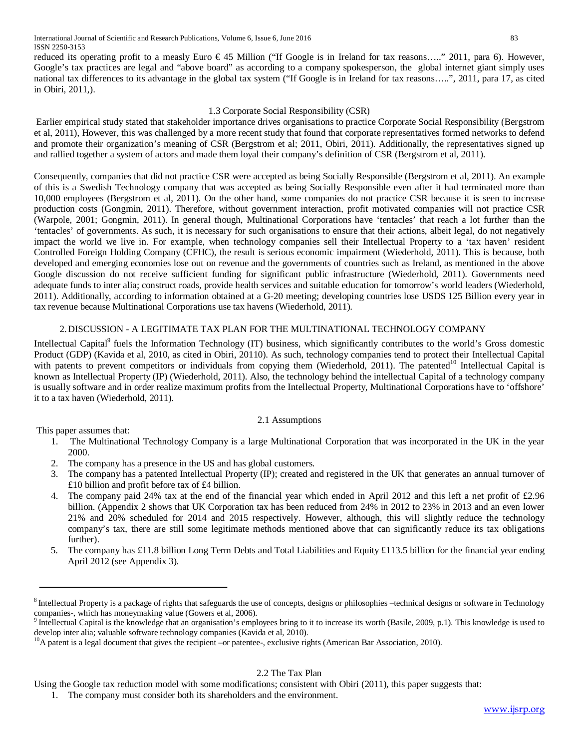reduced its operating profit to a measly Euro € 45 Million ("If Google is in Ireland for tax reasons….." 2011, para 6). However, Google's tax practices are legal and "above board" as according to a company spokesperson, the global internet giant simply uses national tax differences to its advantage in the global tax system ("If Google is in Ireland for tax reasons…..", 2011, para 17, as cited in Obiri, 2011,).

### 1.3 Corporate Social Responsibility (CSR)

Earlier empirical study stated that stakeholder importance drives organisations to practice Corporate Social Responsibility (Bergstrom et al, 2011), However, this was challenged by a more recent study that found that corporate representatives formed networks to defend and promote their organization's meaning of CSR (Bergstrom et al; 2011, Obiri, 2011). Additionally, the representatives signed up and rallied together a system of actors and made them loyal their company's definition of CSR (Bergstrom et al, 2011).

Consequently, companies that did not practice CSR were accepted as being Socially Responsible (Bergstrom et al, 2011). An example of this is a Swedish Technology company that was accepted as being Socially Responsible even after it had terminated more than 10,000 employees (Bergstrom et al, 2011). On the other hand, some companies do not practice CSR because it is seen to increase production costs (Gongmin, 2011). Therefore, without government interaction, profit motivated companies will not practice CSR (Warpole, 2001; Gongmin, 2011). In general though, Multinational Corporations have 'tentacles' that reach a lot further than the 'tentacles' of governments. As such, it is necessary for such organisations to ensure that their actions, albeit legal, do not negatively impact the world we live in. For example, when technology companies sell their Intellectual Property to a 'tax haven' resident Controlled Foreign Holding Company (CFHC), the result is serious economic impairment (Wiederhold, 2011). This is because, both developed and emerging economies lose out on revenue and the governments of countries such as Ireland, as mentioned in the above Google discussion do not receive sufficient funding for significant public infrastructure (Wiederhold, 2011). Governments need adequate funds to inter alia; construct roads, provide health services and suitable education for tomorrow's world leaders (Wiederhold, 2011). Additionally, according to information obtained at a G-20 meeting; developing countries lose USD$ 125 Billion every year in tax revenue because Multinational Corporations use tax havens (Wiederhold, 2011).

## 2. DISCUSSION - A LEGITIMATE TAX PLAN FOR THE MULTINATIONAL TECHNOLOGY COMPANY

Intellectual Capital[9] fuels the Information Technology (IT) business, which significantly contributes to the world's Gross domestic Product (GDP) (Kavida et al, 2010, as cited in Obiri, 20110). As such, technology companies tend to protect their Intellectual Capital with patents to prevent competitors or individuals from copying them (Wiederhold, 2011). The patented[10] Intellectual Capital is known as Intellectual Property (IP) (Wiederhold, 2011). Also, the technology behind the intellectual Capital of a technology company is usually software and in order realize maximum profits from the Intellectual Property, Multinational Corporations have to 'offshore' it to a tax haven (Wiederhold, 2011).

### 2.1 Assumptions

This paper assumes that:

1. The Multinational Technology Company is a large Multinational Corporation that was incorporated in the UK in the year 2000.
2. The company has a presence in the US and has global customers.
3. The company has a patented Intellectual Property (IP); created and registered in the UK that generates an annual turnover of £10 billion and profit before tax of £4 billion.
4. The company paid 24% tax at the end of the financial year which ended in April 2012 and this left a net profit of £2.96 billion. (Appendix 2 shows that UK Corporation tax has been reduced from 24% in 2012 to 23% in 2013 and an even lower 21% and 20% scheduled for 2014 and 2015 respectively. However, although, this will slightly reduce the technology company's tax, there are still some legitimate methods mentioned above that can significantly reduce its tax obligations further).
5. The company has £11.8 billion Long Term Debts and Total Liabilities and Equity £113.5 billion for the financial year ending April 2012 (see Appendix 3).

[8] Intellectual Property is a package of rights that safeguards the use of concepts, designs or philosophies –technical designs or software in Technology companies-, which has moneymaking value (Gowers et al, 2006).

[9] Intellectual Capital is the knowledge that an organisation's employees bring to it to increase its worth (Basile, 2009, p.1). This knowledge is used to develop inter alia; valuable software technology companies (Kavida et al, 2010).

[10] A patent is a legal document that gives the recipient –or patentee-, exclusive rights (American Bar Association, 2010).

### 2.2 The Tax Plan

Using the Google tax reduction model with some modifications; consistent with Obiri (2011), this paper suggests that:

1. The company must consider both its shareholders and the environment.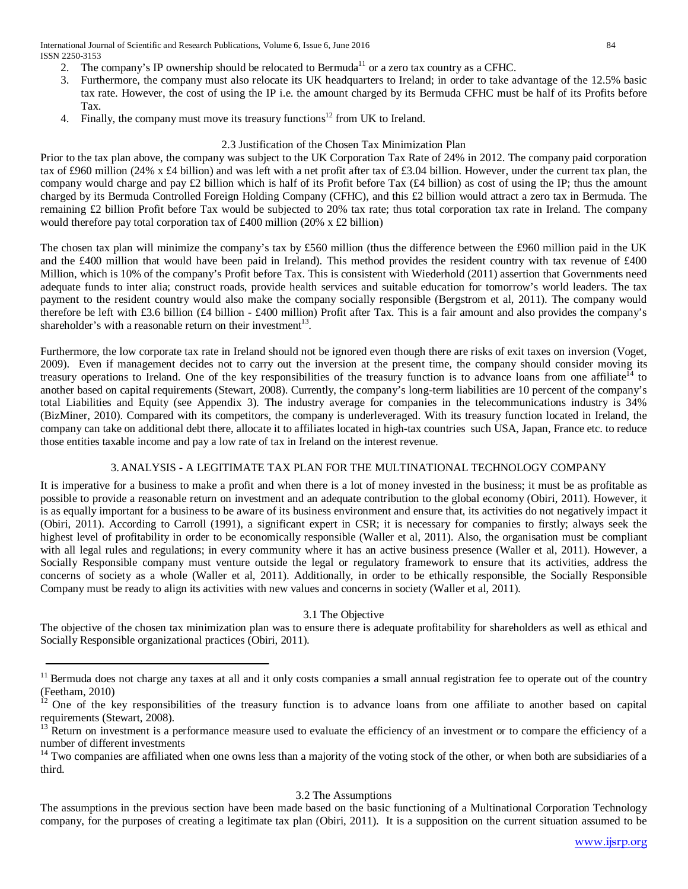2. The company's IP ownership should be relocated to Bermuda[11] or a zero tax country as a CFHC.
3. Furthermore, the company must also relocate its UK headquarters to Ireland; in order to take advantage of the 12.5% basic tax rate. However, the cost of using the IP i.e. the amount charged by its Bermuda CFHC must be half of its Profits before Tax.
4. Finally, the company must move its treasury functions[12] from UK to Ireland.

### 2.3 Justification of the Chosen Tax Minimization Plan

Prior to the tax plan above, the company was subject to the UK Corporation Tax Rate of 24% in 2012. The company paid corporation tax of £960 million (24% x £4 billion) and was left with a net profit after tax of £3.04 billion. However, under the current tax plan, the company would charge and pay £2 billion which is half of its Profit before Tax (£4 billion) as cost of using the IP; thus the amount charged by its Bermuda Controlled Foreign Holding Company (CFHC), and this £2 billion would attract a zero tax in Bermuda. The remaining £2 billion Profit before Tax would be subjected to 20% tax rate; thus total corporation tax rate in Ireland. The company would therefore pay total corporation tax of £400 million (20% x £2 billion)

The chosen tax plan will minimize the company's tax by £560 million (thus the difference between the £960 million paid in the UK and the £400 million that would have been paid in Ireland). This method provides the resident country with tax revenue of £400 Million, which is 10% of the company's Profit before Tax. This is consistent with Wiederhold (2011) assertion that Governments need adequate funds to inter alia; construct roads, provide health services and suitable education for tomorrow's world leaders. The tax payment to the resident country would also make the company socially responsible (Bergstrom et al, 2011). The company would therefore be left with £3.6 billion (£4 billion - £400 million) Profit after Tax. This is a fair amount and also provides the company's shareholder's with a reasonable return on their investment[13].

Furthermore, the low corporate tax rate in Ireland should not be ignored even though there are risks of exit taxes on inversion (Voget, 2009). Even if management decides not to carry out the inversion at the present time, the company should consider moving its treasury operations to Ireland. One of the key responsibilities of the treasury function is to advance loans from one affiliate[14] to another based on capital requirements (Stewart, 2008). Currently, the company's long-term liabilities are 10 percent of the company's total Liabilities and Equity (see Appendix 3). The industry average for companies in the telecommunications industry is 34% (BizMiner, 2010). Compared with its competitors, the company is underleveraged. With its treasury function located in Ireland, the company can take on additional debt there, allocate it to affiliates located in high-tax countries such USA, Japan, France etc. to reduce those entities taxable income and pay a low rate of tax in Ireland on the interest revenue.

## 3. ANALYSIS - A LEGITIMATE TAX PLAN FOR THE MULTINATIONAL TECHNOLOGY COMPANY

It is imperative for a business to make a profit and when there is a lot of money invested in the business; it must be as profitable as possible to provide a reasonable return on investment and an adequate contribution to the global economy (Obiri, 2011). However, it is as equally important for a business to be aware of its business environment and ensure that, its activities do not negatively impact it (Obiri, 2011). According to Carroll (1991), a significant expert in CSR; it is necessary for companies to firstly; always seek the highest level of profitability in order to be economically responsible (Waller et al, 2011). Also, the organisation must be compliant with all legal rules and regulations; in every community where it has an active business presence (Waller et al, 2011). However, a Socially Responsible company must venture outside the legal or regulatory framework to ensure that its activities, address the concerns of society as a whole (Waller et al, 2011). Additionally, in order to be ethically responsible, the Socially Responsible Company must be ready to align its activities with new values and concerns in society (Waller et al, 2011).

### 3.1 The Objective

The objective of the chosen tax minimization plan was to ensure there is adequate profitability for shareholders as well as ethical and Socially Responsible organizational practices (Obiri, 2011).

### 3.2 The Assumptions

The assumptions in the previous section have been made based on the basic functioning of a Multinational Corporation Technology company, for the purposes of creating a legitimate tax plan (Obiri, 2011). It is a supposition on the current situation assumed to be

---

[11] Bermuda does not charge any taxes at all and it only costs companies a small annual registration fee to operate out of the country (Feetham, 2010)

[12] One of the key responsibilities of the treasury function is to advance loans from one affiliate to another based on capital requirements (Stewart, 2008).

[13] Return on investment is a performance measure used to evaluate the efficiency of an investment or to compare the efficiency of a number of different investments

[14] Two companies are affiliated when one owns less than a majority of the voting stock of the other, or when both are subsidiaries of a third.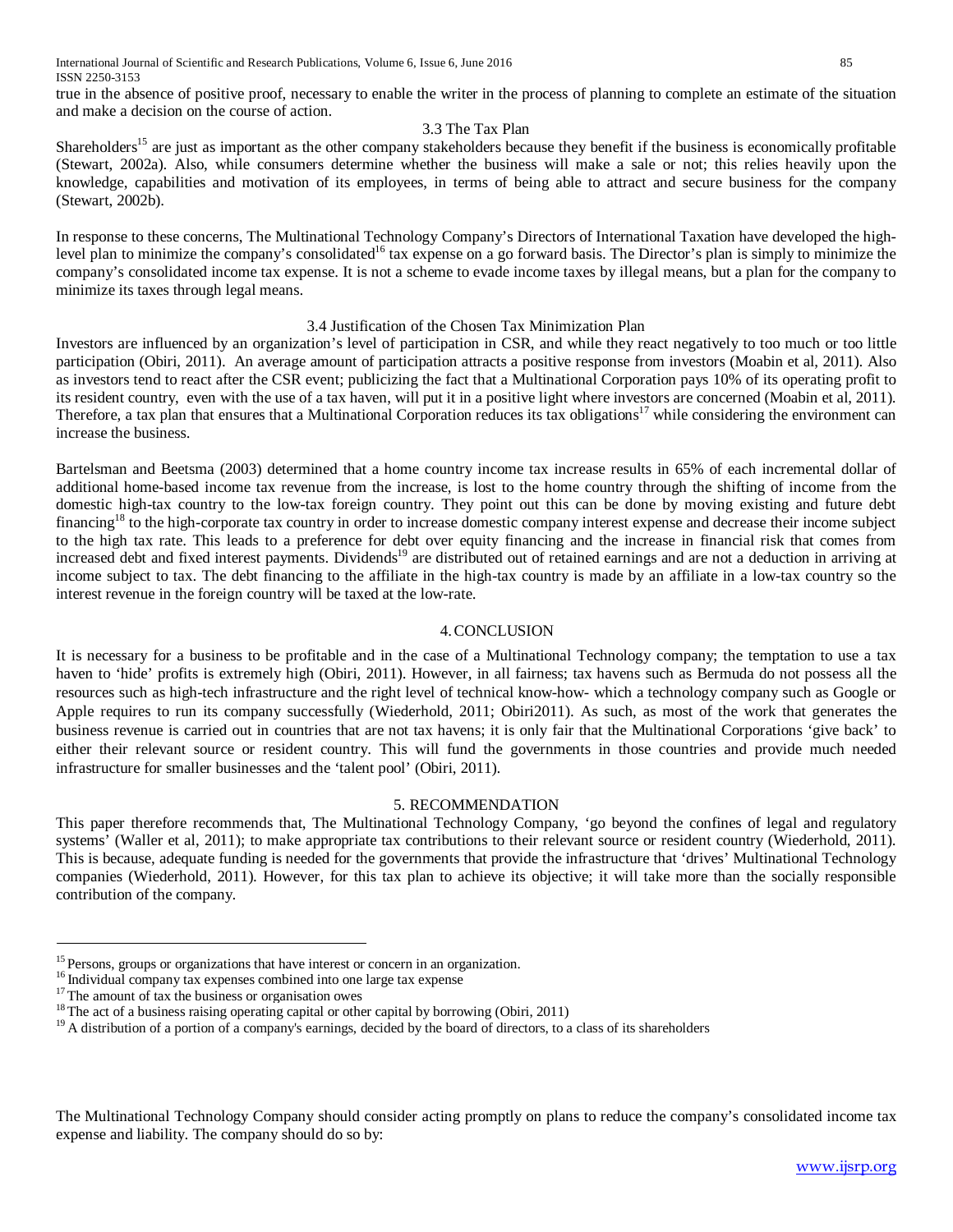true in the absence of positive proof, necessary to enable the writer in the process of planning to complete an estimate of the situation and make a decision on the course of action.

### 3.3 The Tax Plan

Shareholders[15] are just as important as the other company stakeholders because they benefit if the business is economically profitable (Stewart, 2002a). Also, while consumers determine whether the business will make a sale or not; this relies heavily upon the knowledge, capabilities and motivation of its employees, in terms of being able to attract and secure business for the company (Stewart, 2002b).

In response to these concerns, The Multinational Technology Company's Directors of International Taxation have developed the high-level plan to minimize the company's consolidated[16] tax expense on a go forward basis. The Director's plan is simply to minimize the company's consolidated income tax expense. It is not a scheme to evade income taxes by illegal means, but a plan for the company to minimize its taxes through legal means.

### 3.4 Justification of the Chosen Tax Minimization Plan

Investors are influenced by an organization's level of participation in CSR, and while they react negatively to too much or too little participation (Obiri, 2011). An average amount of participation attracts a positive response from investors (Moabin et al, 2011). Also as investors tend to react after the CSR event; publicizing the fact that a Multinational Corporation pays 10% of its operating profit to its resident country, even with the use of a tax haven, will put it in a positive light where investors are concerned (Moabin et al, 2011). Therefore, a tax plan that ensures that a Multinational Corporation reduces its tax obligations[17] while considering the environment can increase the business.

Bartelsman and Beetsma (2003) determined that a home country income tax increase results in 65% of each incremental dollar of additional home-based income tax revenue from the increase, is lost to the home country through the shifting of income from the domestic high-tax country to the low-tax foreign country. They point out this can be done by moving existing and future debt financing[18] to the high-corporate tax country in order to increase domestic company interest expense and decrease their income subject to the high tax rate. This leads to a preference for debt over equity financing and the increase in financial risk that comes from increased debt and fixed interest payments. Dividends[19] are distributed out of retained earnings and are not a deduction in arriving at income subject to tax. The debt financing to the affiliate in the high-tax country is made by an affiliate in a low-tax country so the interest revenue in the foreign country will be taxed at the low-rate.

## 4. CONCLUSION

It is necessary for a business to be profitable and in the case of a Multinational Technology company; the temptation to use a tax haven to 'hide' profits is extremely high (Obiri, 2011). However, in all fairness; tax havens such as Bermuda do not possess all the resources such as high-tech infrastructure and the right level of technical know-how- which a technology company such as Google or Apple requires to run its company successfully (Wiederhold, 2011; Obiri2011). As such, as most of the work that generates the business revenue is carried out in countries that are not tax havens; it is only fair that the Multinational Corporations 'give back' to either their relevant source or resident country. This will fund the governments in those countries and provide much needed infrastructure for smaller businesses and the 'talent pool' (Obiri, 2011).

## 5. RECOMMENDATION

This paper therefore recommends that, The Multinational Technology Company, 'go beyond the confines of legal and regulatory systems' (Waller et al, 2011); to make appropriate tax contributions to their relevant source or resident country (Wiederhold, 2011). This is because, adequate funding is needed for the governments that provide the infrastructure that 'drives' Multinational Technology companies (Wiederhold, 2011). However, for this tax plan to achieve its objective; it will take more than the socially responsible contribution of the company.

[15] Persons, groups or organizations that have interest or concern in an organization.
[16] Individual company tax expenses combined into one large tax expense
[17] The amount of tax the business or organisation owes
[18] The act of a business raising operating capital or other capital by borrowing (Obiri, 2011)
[19] A distribution of a portion of a company's earnings, decided by the board of directors, to a class of its shareholders

The Multinational Technology Company should consider acting promptly on plans to reduce the company's consolidated income tax expense and liability. The company should do so by: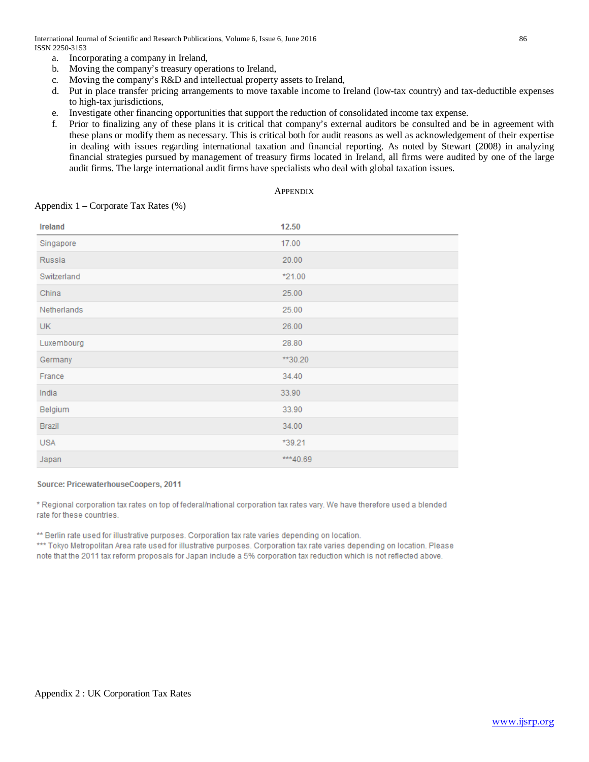a. Incorporating a company in Ireland,
b. Moving the company's treasury operations to Ireland,
c. Moving the company's R&D and intellectual property assets to Ireland,
d. Put in place transfer pricing arrangements to move taxable income to Ireland (low-tax country) and tax-deductible expenses to high-tax jurisdictions,
e. Investigate other financing opportunities that support the reduction of consolidated income tax expense.
f. Prior to finalizing any of these plans it is critical that company's external auditors be consulted and be in agreement with these plans or modify them as necessary. This is critical both for audit reasons as well as acknowledgement of their expertise in dealing with issues regarding international taxation and financial reporting. As noted by Stewart (2008) in analyzing financial strategies pursued by management of treasury firms located in Ireland, all firms were audited by one of the large audit firms. The large international audit firms have specialists who deal with global taxation issues.

## Appendix

Appendix 1 – Corporate Tax Rates (%)

| **Ireland** | **12.50** |
|---|---|
| Singapore | 17.00 |
| Russia | 20.00 |
| Switzerland | *21.00 |
| China | 25.00 |
| Netherlands | 25.00 |
| UK | 26.00 |
| Luxembourg | 28.80 |
| Germany | **30.20 |
| France | 34.40 |
| India | 33.90 |
| Belgium | 33.90 |
| Brazil | 34.00 |
| USA | *39.21 |
| Japan | ***40.69 |

**Source: PricewaterhouseCoopers, 2011**

* Regional corporation tax rates on top of federal/national corporation tax rates vary. We have therefore used a blended rate for these countries.

** Berlin rate used for illustrative purposes. Corporation tax rate varies depending on location.
*** Tokyo Metropolitan Area rate used for illustrative purposes. Corporation tax rate varies depending on location. Please note that the 2011 tax reform proposals for Japan include a 5% corporation tax reduction which is not reflected above.

Appendix 2 : UK Corporation Tax Rates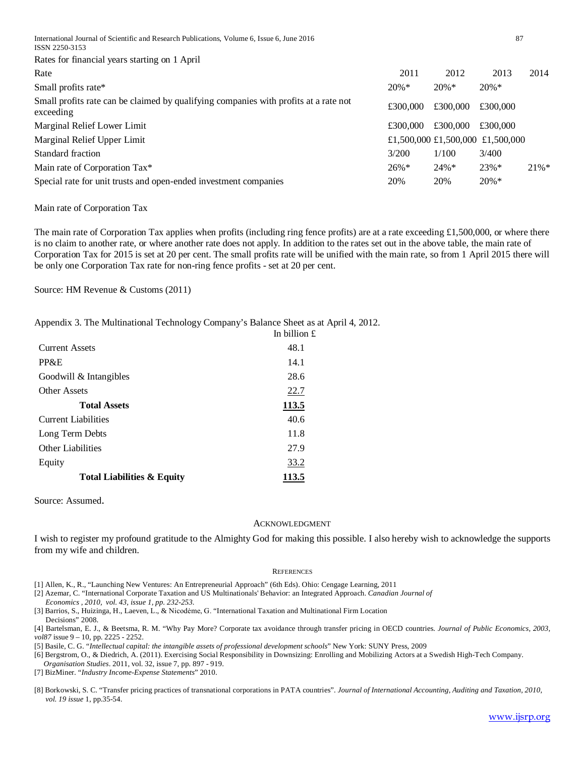Rates for financial years starting on 1 April

| Rate | 2011 | 2012 | 2013 | 2014 |
|---|---|---|---|---|
| Small profits rate* | 20%* | 20%* | 20%* | |
| Small profits rate can be claimed by qualifying companies with profits at a rate not exceeding | £300,000 | £300,000 | £300,000 | |
| Marginal Relief Lower Limit | £300,000 | £300,000 | £300,000 | |
| Marginal Relief Upper Limit | £1,500,000 | £1,500,000 | £1,500,000 | |
| Standard fraction | 3/200 | 1/100 | 3/400 | |
| Main rate of Corporation Tax* | 26%* | 24%* | 23%* | 21%* |
| Special rate for unit trusts and open-ended investment companies | 20% | 20% | 20%* | |

Main rate of Corporation Tax

The main rate of Corporation Tax applies when profits (including ring fence profits) are at a rate exceeding £1,500,000, or where there is no claim to another rate, or where another rate does not apply. In addition to the rates set out in the above table, the main rate of Corporation Tax for 2015 is set at 20 per cent. The small profits rate will be unified with the main rate, so from 1 April 2015 there will be only one Corporation Tax rate for non-ring fence profits - set at 20 per cent.

Source: HM Revenue & Customs (2011)

Appendix 3. The Multinational Technology Company's Balance Sheet as at April 4, 2012.

| | In billion £ |
|---|---|
| Current Assets | 48.1 |
| PP&E | 14.1 |
| Goodwill & Intangibles | 28.6 |
| Other Assets | 22.7 |
| **Total Assets** | **113.5** |
| Current Liabilities | 40.6 |
| Long Term Debts | 11.8 |
| Other Liabilities | 27.9 |
| Equity | 33.2 |
| **Total Liabilities & Equity** | **113.5** |

Source: Assumed.

## Acknowledgment

I wish to register my profound gratitude to the Almighty God for making this possible. I also hereby wish to acknowledge the supports from my wife and children.

## References

[1] Allen, K., R., "Launching New Ventures: An Entrepreneurial Approach" (6th Eds). Ohio: Cengage Learning, 2011

[2] Azemar, C. "International Corporate Taxation and US Multinationals' Behavior: an Integrated Approach. *Canadian Journal of Economics , 2010, vol. 43, issue 1, pp. 232-253.*

[3] Barrios, S., Huizinga, H., Laeven, L., & Nicodème, G. "International Taxation and Multinational Firm Location Decisions" 2008.

[4] Bartelsman, E. J., & Beetsma, R. M. "Why Pay More? Corporate tax avoidance through transfer pricing in OECD countries. *Journal of Public Economics, 2003, vol87* issue 9 – 10, pp. 2225 - 2252.

[5] Basile, C. G. "*Intellectual capital: the intangible assets of professional development schools*" New York: SUNY Press, 2009

[6] Bergstrom, O., & Diedrich, A. (2011). Exercising Social Responsibility in Downsizing: Enrolling and Mobilizing Actors at a Swedish High-Tech Company. *Organisation Studies*. 2011, vol. 32, issue 7, pp. 897 - 919.

[7] BizMiner. "*Industry Income-Expense Statements*" 2010.

[8] Borkowski, S. C. "Transfer pricing practices of transnational corporations in PATA countries". *Journal of International Accounting, Auditing and Taxation, 2010, vol. 19 issue* 1, pp.35-54.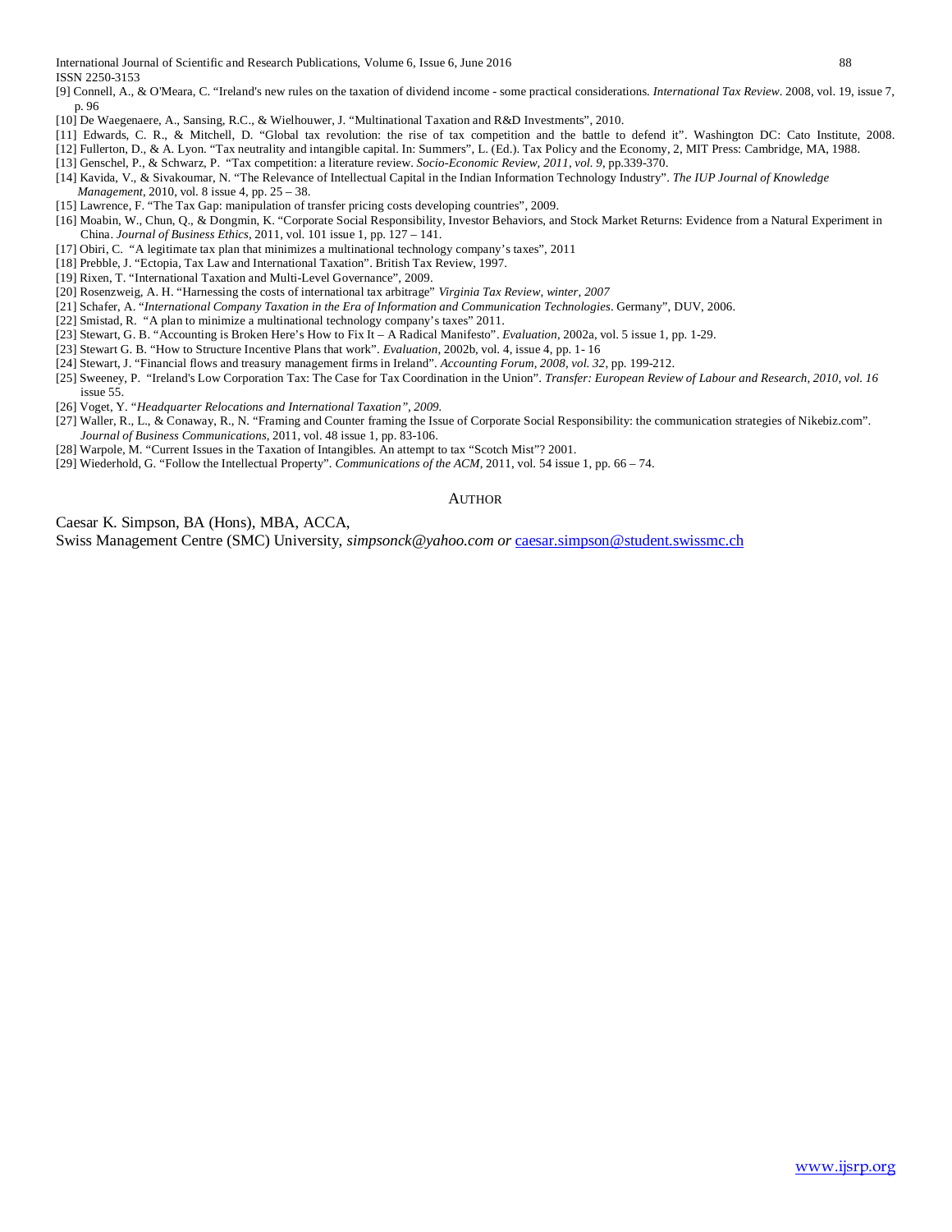[9] Connell, A., & O'Meara, C. "Ireland's new rules on the taxation of dividend income - some practical considerations. *International Tax Review*. 2008, vol. 19, issue 7, p. 96

[10] De Waegenaere, A., Sansing, R.C., & Wielhouwer, J. "Multinational Taxation and R&D Investments", 2010.

[11] Edwards, C. R., & Mitchell, D. "Global tax revolution: the rise of tax competition and the battle to defend it". Washington DC: Cato Institute, 2008.

[12] Fullerton, D., & A. Lyon. "Tax neutrality and intangible capital. In: Summers", L. (Ed.). Tax Policy and the Economy, 2, MIT Press: Cambridge, MA, 1988.

[13] Genschel, P., & Schwarz, P. "Tax competition: a literature review. *Socio-Economic Review, 2011, vol. 9*, pp.339-370.

[14] Kavida, V., & Sivakoumar, N. "The Relevance of Intellectual Capital in the Indian Information Technology Industry". *The IUP Journal of Knowledge Management*, 2010, vol. 8 issue 4, pp. 25 – 38.

[15] Lawrence, F. "The Tax Gap: manipulation of transfer pricing costs developing countries", 2009.

[16] Moabin, W., Chun, Q., & Dongmin, K. "Corporate Social Responsibility, Investor Behaviors, and Stock Market Returns: Evidence from a Natural Experiment in China. *Journal of Business Ethics*, 2011, vol. 101 issue 1, pp. 127 – 141.

[17] Obiri, C. "A legitimate tax plan that minimizes a multinational technology company's taxes", 2011

[18] Prebble, J. "Ectopia, Tax Law and International Taxation". British Tax Review, 1997.

[19] Rixen, T. "International Taxation and Multi-Level Governance", 2009.

[20] Rosenzweig, A. H. "Harnessing the costs of international tax arbitrage" *Virginia Tax Review, winter, 2007*

[21] Schafer, A. "*International Company Taxation in the Era of Information and Communication Technologies*. Germany", DUV, 2006.

[22] Smistad, R. "A plan to minimize a multinational technology company's taxes" 2011.

[23] Stewart, G. B. "Accounting is Broken Here's How to Fix It – A Radical Manifesto". *Evaluation*, 2002a, vol. 5 issue 1, pp. 1-29.

[23] Stewart G. B. "How to Structure Incentive Plans that work". *Evaluation*, 2002b, vol. 4, issue 4, pp. 1- 16

[24] Stewart, J. "Financial flows and treasury management firms in Ireland". *Accounting Forum, 2008, vol. 32*, pp. 199-212.

[25] Sweeney, P. "Ireland's Low Corporation Tax: The Case for Tax Coordination in the Union". *Transfer: European Review of Labour and Research, 2010, vol. 16* issue 55.

[26] Voget, Y. "*Headquarter Relocations and International Taxation", 2009.*

[27] Waller, R., L., & Conaway, R., N. "Framing and Counter framing the Issue of Corporate Social Responsibility: the communication strategies of Nikebiz.com". *Journal of Business Communications*, 2011, vol. 48 issue 1, pp. 83-106.

[28] Warpole, M. "Current Issues in the Taxation of Intangibles. An attempt to tax "Scotch Mist"? 2001.

[29] Wiederhold, G. "Follow the Intellectual Property". *Communications of the ACM*, 2011, vol. 54 issue 1, pp. 66 – 74.

## AUTHOR

Caesar K. Simpson, BA (Hons), MBA, ACCA,
Swiss Management Centre (SMC) University, *simpsonck@yahoo.com or* caesar.simpson@student.swissmc.ch